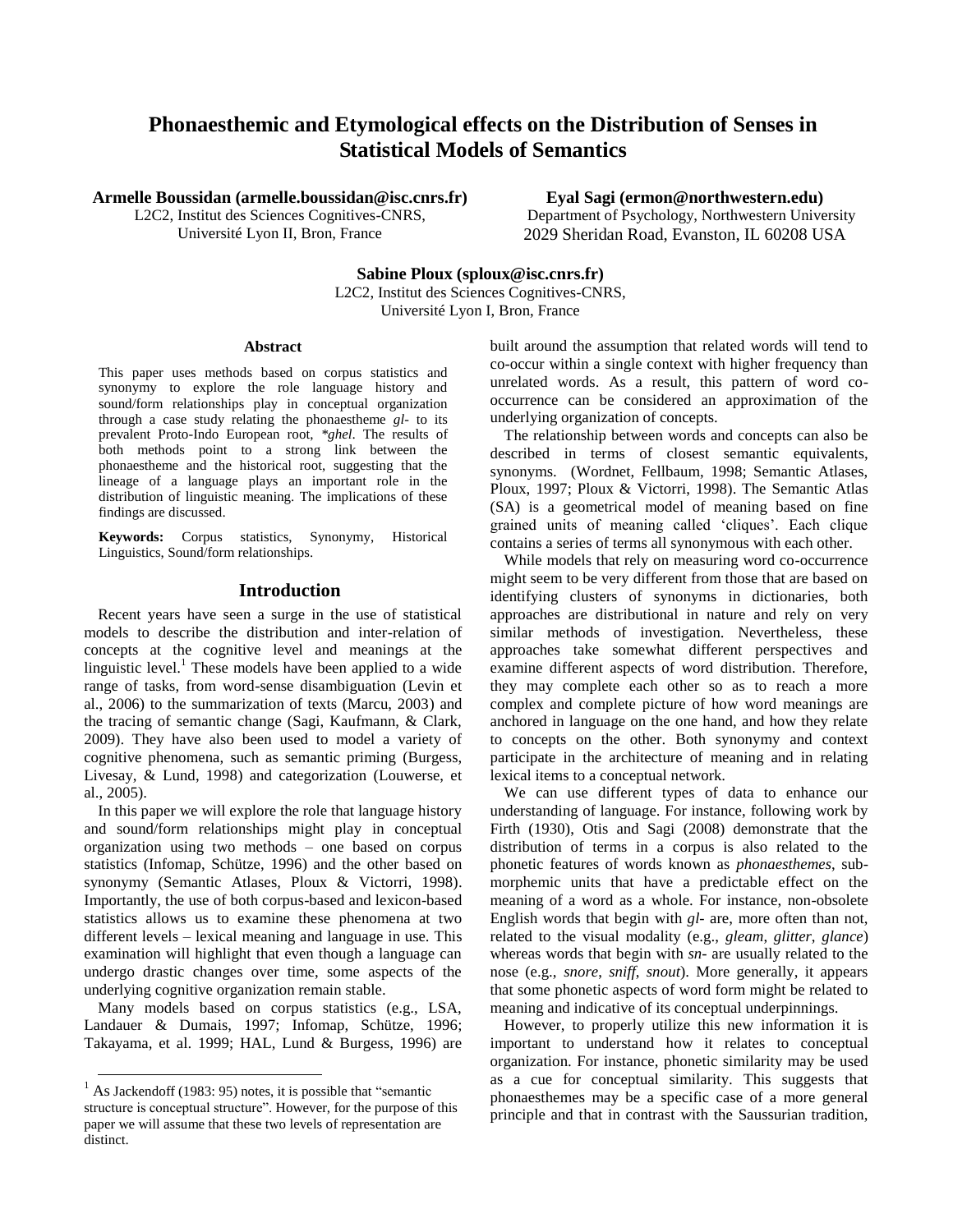# Phonaesthemic and Etymological effects on the Distribution of Senses in Statistical Models of Semantics

**Armelle Boussidan (armelle.boussidan@isc.cnrs.fr)**
L2C2, Institut des Sciences Cognitives-CNRS,
Université Lyon II, Bron, France

**Eyal Sagi (ermon@northwestern.edu)**
Department of Psychology, Northwestern University
2029 Sheridan Road, Evanston, IL 60208 USA

**Sabine Ploux (sploux@isc.cnrs.fr)**
L2C2, Institut des Sciences Cognitives-CNRS,
Université Lyon I, Bron, France

## Abstract

This paper uses methods based on corpus statistics and synonymy to explore the role language history and sound/form relationships play in conceptual organization through a case study relating the phonaestheme *gl-* to its prevalent Proto-Indo European root, *\*ghel*. The results of both methods point to a strong link between the phonaestheme and the historical root, suggesting that the lineage of a language plays an important role in the distribution of linguistic meaning. The implications of these findings are discussed.

**Keywords:** Corpus statistics, Synonymy, Historical Linguistics, Sound/form relationships.

## Introduction

Recent years have seen a surge in the use of statistical models to describe the distribution and inter-relation of concepts at the cognitive level and meanings at the linguistic level.[1] These models have been applied to a wide range of tasks, from word-sense disambiguation (Levin et al., 2006) to the summarization of texts (Marcu, 2003) and the tracing of semantic change (Sagi, Kaufmann, & Clark, 2009). They have also been used to model a variety of cognitive phenomena, such as semantic priming (Burgess, Livesay, & Lund, 1998) and categorization (Louwerse, et al., 2005).

In this paper we will explore the role that language history and sound/form relationships might play in conceptual organization using two methods – one based on corpus statistics (Infomap, Schütze, 1996) and the other based on synonymy (Semantic Atlases, Ploux & Victorri, 1998). Importantly, the use of both corpus-based and lexicon-based statistics allows us to examine these phenomena at two different levels – lexical meaning and language in use. This examination will highlight that even though a language can undergo drastic changes over time, some aspects of the underlying cognitive organization remain stable.

Many models based on corpus statistics (e.g., LSA, Landauer & Dumais, 1997; Infomap, Schütze, 1996; Takayama, et al. 1999; HAL, Lund & Burgess, 1996) are built around the assumption that related words will tend to co-occur within a single context with higher frequency than unrelated words. As a result, this pattern of word co-occurrence can be considered an approximation of the underlying organization of concepts.

The relationship between words and concepts can also be described in terms of closest semantic equivalents, synonyms. (Wordnet, Fellbaum, 1998; Semantic Atlases, Ploux, 1997; Ploux & Victorri, 1998). The Semantic Atlas (SA) is a geometrical model of meaning based on fine grained units of meaning called 'cliques'. Each clique contains a series of terms all synonymous with each other.

While models that rely on measuring word co-occurrence might seem to be very different from those that are based on identifying clusters of synonyms in dictionaries, both approaches are distributional in nature and rely on very similar methods of investigation. Nevertheless, these approaches take somewhat different perspectives and examine different aspects of word distribution. Therefore, they may complete each other so as to reach a more complex and complete picture of how word meanings are anchored in language on the one hand, and how they relate to concepts on the other. Both synonymy and context participate in the architecture of meaning and in relating lexical items to a conceptual network.

We can use different types of data to enhance our understanding of language. For instance, following work by Firth (1930), Otis and Sagi (2008) demonstrate that the distribution of terms in a corpus is also related to the phonetic features of words known as *phonaesthemes*, sub-morphemic units that have a predictable effect on the meaning of a word as a whole. For instance, non-obsolete English words that begin with *gl-* are, more often than not, related to the visual modality (e.g., *gleam*, *glitter*, *glance*) whereas words that begin with *sn-* are usually related to the nose (e.g., *snore*, *sniff*, *snout*). More generally, it appears that some phonetic aspects of word form might be related to meaning and indicative of its conceptual underpinnings.

However, to properly utilize this new information it is important to understand how it relates to conceptual organization. For instance, phonetic similarity may be used as a cue for conceptual similarity. This suggests that phonaesthemes may be a specific case of a more general principle and that in contrast with the Saussurian tradition,

[1] As Jackendoff (1983: 95) notes, it is possible that "semantic structure is conceptual structure". However, for the purpose of this paper we will assume that these two levels of representation are distinct.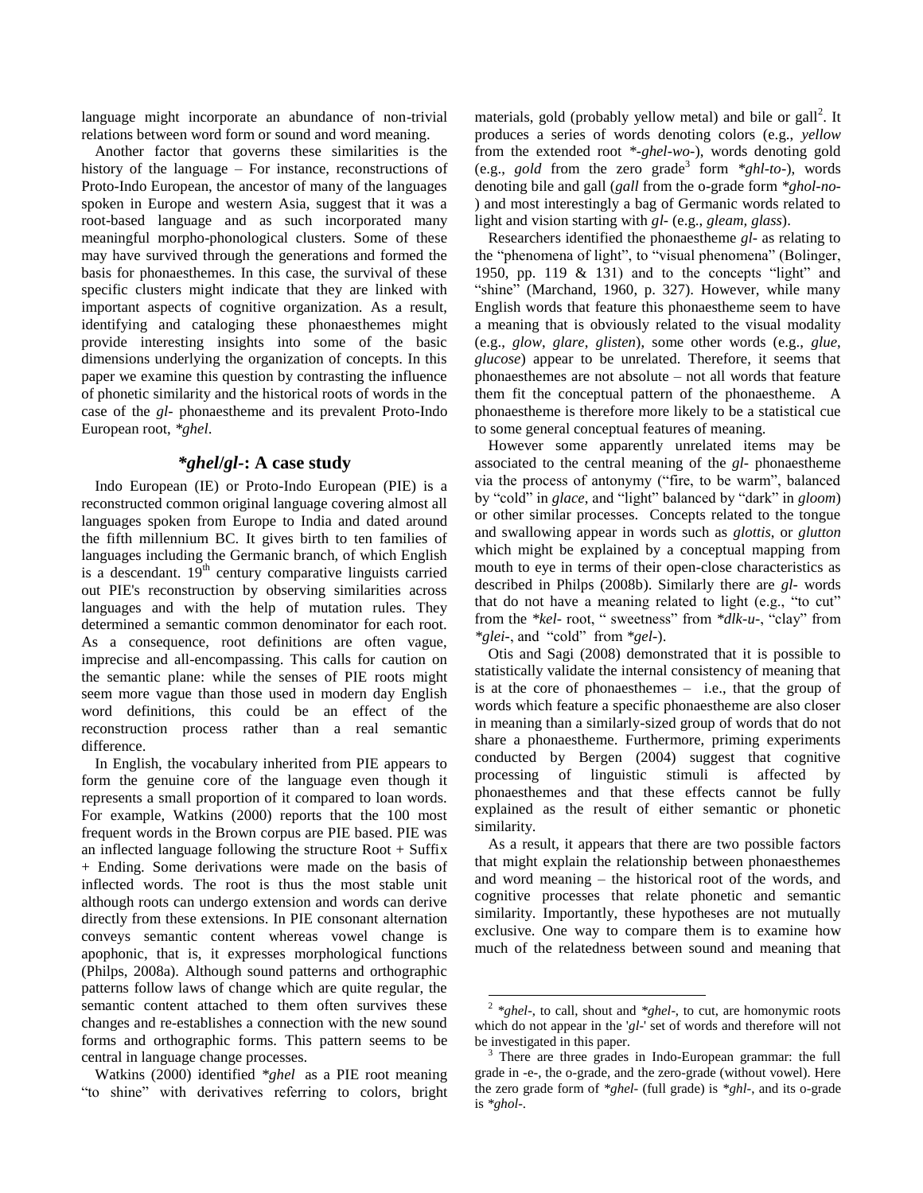language might incorporate an abundance of non-trivial relations between word form or sound and word meaning.

Another factor that governs these similarities is the history of the language – For instance, reconstructions of Proto-Indo European, the ancestor of many of the languages spoken in Europe and western Asia, suggest that it was a root-based language and as such incorporated many meaningful morpho-phonological clusters. Some of these may have survived through the generations and formed the basis for phonaesthemes. In this case, the survival of these specific clusters might indicate that they are linked with important aspects of cognitive organization. As a result, identifying and cataloging these phonaesthemes might provide interesting insights into some of the basic dimensions underlying the organization of concepts. In this paper we examine this question by contrasting the influence of phonetic similarity and the historical roots of words in the case of the *gl-* phonaestheme and its prevalent Proto-Indo European root, *\*ghel*.

## *\*ghel/gl-*: A case study

Indo European (IE) or Proto-Indo European (PIE) is a reconstructed common original language covering almost all languages spoken from Europe to India and dated around the fifth millennium BC. It gives birth to ten families of languages including the Germanic branch, of which English is a descendant. 19th century comparative linguists carried out PIE's reconstruction by observing similarities across languages and with the help of mutation rules. They determined a semantic common denominator for each root. As a consequence, root definitions are often vague, imprecise and all-encompassing. This calls for caution on the semantic plane: while the senses of PIE roots might seem more vague than those used in modern day English word definitions, this could be an effect of the reconstruction process rather than a real semantic difference.

In English, the vocabulary inherited from PIE appears to form the genuine core of the language even though it represents a small proportion of it compared to loan words. For example, Watkins (2000) reports that the 100 most frequent words in the Brown corpus are PIE based. PIE was an inflected language following the structure Root + Suffix + Ending. Some derivations were made on the basis of inflected words. The root is thus the most stable unit although roots can undergo extension and words can derive directly from these extensions. In PIE consonant alternation conveys semantic content whereas vowel change is apophonic, that is, it expresses morphological functions (Philps, 2008a). Although sound patterns and orthographic patterns follow laws of change which are quite regular, the semantic content attached to them often survives these changes and re-establishes a connection with the new sound forms and orthographic forms. This pattern seems to be central in language change processes.

Watkins (2000) identified *\*ghel* as a PIE root meaning "to shine" with derivatives referring to colors, bright materials, gold (probably yellow metal) and bile or gall[2]. It produces a series of words denoting colors (e.g., *yellow* from the extended root *\*-ghel-wo-*), words denoting gold (e.g., *gold* from the zero grade[3] form *\*ghl-to-*), words denoting bile and gall (*gall* from the o-grade form *\*ghol-no-*) and most interestingly a bag of Germanic words related to light and vision starting with *gl-* (e.g., *gleam*, *glass*).

Researchers identified the phonaestheme *gl-* as relating to the "phenomena of light", to "visual phenomena" (Bolinger, 1950, pp. 119 & 131) and to the concepts "light" and "shine" (Marchand, 1960, p. 327). However, while many English words that feature this phonaestheme seem to have a meaning that is obviously related to the visual modality (e.g., *glow*, *glare*, *glisten*), some other words (e.g., *glue*, *glucose*) appear to be unrelated. Therefore, it seems that phonaesthemes are not absolute – not all words that feature them fit the conceptual pattern of the phonaestheme. A phonaestheme is therefore more likely to be a statistical cue to some general conceptual features of meaning.

However some apparently unrelated items may be associated to the central meaning of the *gl-* phonaestheme via the process of antonymy ("fire, to be warm", balanced by "cold" in *glace*, and "light" balanced by "dark" in *gloom*) or other similar processes. Concepts related to the tongue and swallowing appear in words such as *glottis*, or *glutton* which might be explained by a conceptual mapping from mouth to eye in terms of their open-close characteristics as described in Philps (2008b). Similarly there are *gl-* words that do not have a meaning related to light (e.g., "to cut" from the *\*kel-* root, " sweetness" from *\*dlk-u-*, "clay" from *\*glei-*, and "cold" from *\*gel-*).

Otis and Sagi (2008) demonstrated that it is possible to statistically validate the internal consistency of meaning that is at the core of phonaesthemes – i.e., that the group of words which feature a specific phonaestheme are also closer in meaning than a similarly-sized group of words that do not share a phonaestheme. Furthermore, priming experiments conducted by Bergen (2004) suggest that cognitive processing of linguistic stimuli is affected by phonaesthemes and that these effects cannot be fully explained as the result of either semantic or phonetic similarity.

As a result, it appears that there are two possible factors that might explain the relationship between phonaesthemes and word meaning – the historical root of the words, and cognitive processes that relate phonetic and semantic similarity. Importantly, these hypotheses are not mutually exclusive. One way to compare them is to examine how much of the relatedness between sound and meaning that

---

[2] *\*ghel-*, to call, shout and *\*ghel-*, to cut, are homonymic roots which do not appear in the '*gl-*' set of words and therefore will not be investigated in this paper.

[3] There are three grades in Indo-European grammar: the full grade in -e-, the o-grade, and the zero-grade (without vowel). Here the zero grade form of *\*ghel-* (full grade) is *\*ghl-*, and its o-grade is *\*ghol-*.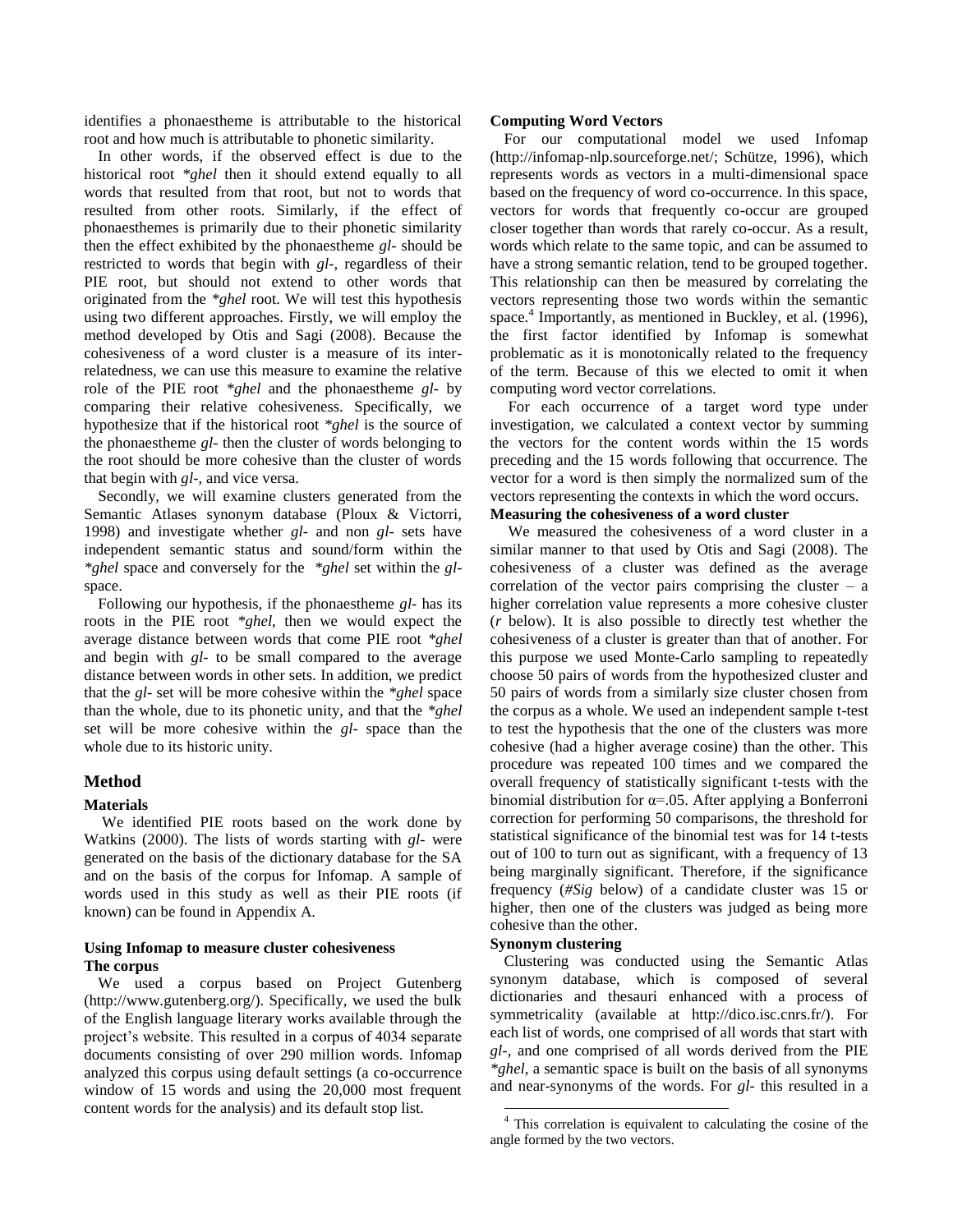identifies a phonaestheme is attributable to the historical root and how much is attributable to phonetic similarity.

In other words, if the observed effect is due to the historical root *\*ghel* then it should extend equally to all words that resulted from that root, but not to words that resulted from other roots. Similarly, if the effect of phonaesthemes is primarily due to their phonetic similarity then the effect exhibited by the phonaestheme ***gl-*** should be restricted to words that begin with *gl-*, regardless of their PIE root, but should not extend to other words that originated from the *\*ghel* root. We will test this hypothesis using two different approaches. Firstly, we will employ the method developed by Otis and Sagi (2008). Because the cohesiveness of a word cluster is a measure of its inter-relatedness, we can use this measure to examine the relative role of the PIE root *\*ghel* and the phonaestheme *gl-* by comparing their relative cohesiveness. Specifically, we hypothesize that if the historical root *\*ghel* is the source of the phonaestheme *gl-* then the cluster of words belonging to the root should be more cohesive than the cluster of words that begin with *gl-*, and vice versa.

Secondly, we will examine clusters generated from the Semantic Atlases synonym database (Ploux & Victorri, 1998) and investigate whether *gl-* and non *gl-* sets have independent semantic status and sound/form within the *\*ghel* space and conversely for the *\*ghel* set within the *gl-*space.

Following our hypothesis, if the phonaestheme *gl-* has its roots in the PIE root *\*ghel*, then we would expect the average distance between words that come PIE root *\*ghel* and begin with *gl-* to be small compared to the average distance between words in other sets. In addition, we predict that the *gl-* set will be more cohesive within the *\*ghel* space than the whole, due to its phonetic unity, and that the *\*ghel* set will be more cohesive within the *gl-* space than the whole due to its historic unity.

## Method

### Materials

We identified PIE roots based on the work done by Watkins (2000). The lists of words starting with *gl-* were generated on the basis of the dictionary database for the SA and on the basis of the corpus for Infomap. A sample of words used in this study as well as their PIE roots (if known) can be found in Appendix A.

### Using Infomap to measure cluster cohesiveness

#### The corpus

We used a corpus based on Project Gutenberg (http://www.gutenberg.org/). Specifically, we used the bulk of the English language literary works available through the project's website. This resulted in a corpus of 4034 separate documents consisting of over 290 million words. Infomap analyzed this corpus using default settings (a co-occurrence window of 15 words and using the 20,000 most frequent content words for the analysis) and its default stop list.

#### Computing Word Vectors

For our computational model we used Infomap (http://infomap-nlp.sourceforge.net/; Schütze, 1996), which represents words as vectors in a multi-dimensional space based on the frequency of word co-occurrence. In this space, vectors for words that frequently co-occur are grouped closer together than words that rarely co-occur. As a result, words which relate to the same topic, and can be assumed to have a strong semantic relation, tend to be grouped together. This relationship can then be measured by correlating the vectors representing those two words within the semantic space.[4] Importantly, as mentioned in Buckley, et al. (1996), the first factor identified by Infomap is somewhat problematic as it is monotonically related to the frequency of the term. Because of this we elected to omit it when computing word vector correlations.

For each occurrence of a target word type under investigation, we calculated a context vector by summing the vectors for the content words within the 15 words preceding and the 15 words following that occurrence. The vector for a word is then simply the normalized sum of the vectors representing the contexts in which the word occurs.

#### Measuring the cohesiveness of a word cluster

We measured the cohesiveness of a word cluster in a similar manner to that used by Otis and Sagi (2008). The cohesiveness of a cluster was defined as the average correlation of the vector pairs comprising the cluster – a higher correlation value represents a more cohesive cluster ($r$ below). It is also possible to directly test whether the cohesiveness of a cluster is greater than that of another. For this purpose we used Monte-Carlo sampling to repeatedly choose 50 pairs of words from the hypothesized cluster and 50 pairs of words from a similarly size cluster chosen from the corpus as a whole. We used an independent sample t-test to test the hypothesis that the one of the clusters was more cohesive (had a higher average cosine) than the other. This procedure was repeated 100 times and we compared the overall frequency of statistically significant t-tests with the binomial distribution for $\alpha$=.05. After applying a Bonferroni correction for performing 50 comparisons, the threshold for statistical significance of the binomial test was for 14 t-tests out of 100 to turn out as significant, with a frequency of 13 being marginally significant. Therefore, if the significance frequency (*#Sig* below) of a candidate cluster was 15 or higher, then one of the clusters was judged as being more cohesive than the other.

#### Synonym clustering

Clustering was conducted using the Semantic Atlas synonym database, which is composed of several dictionaries and thesauri enhanced with a process of symmetricality (available at http://dico.isc.cnrs.fr/). For each list of words, one comprised of all words that start with *gl-*, and one comprised of all words derived from the PIE *\*ghel*, a semantic space is built on the basis of all synonyms and near-synonyms of the words. For *gl-* this resulted in a

[4] This correlation is equivalent to calculating the cosine of the angle formed by the two vectors.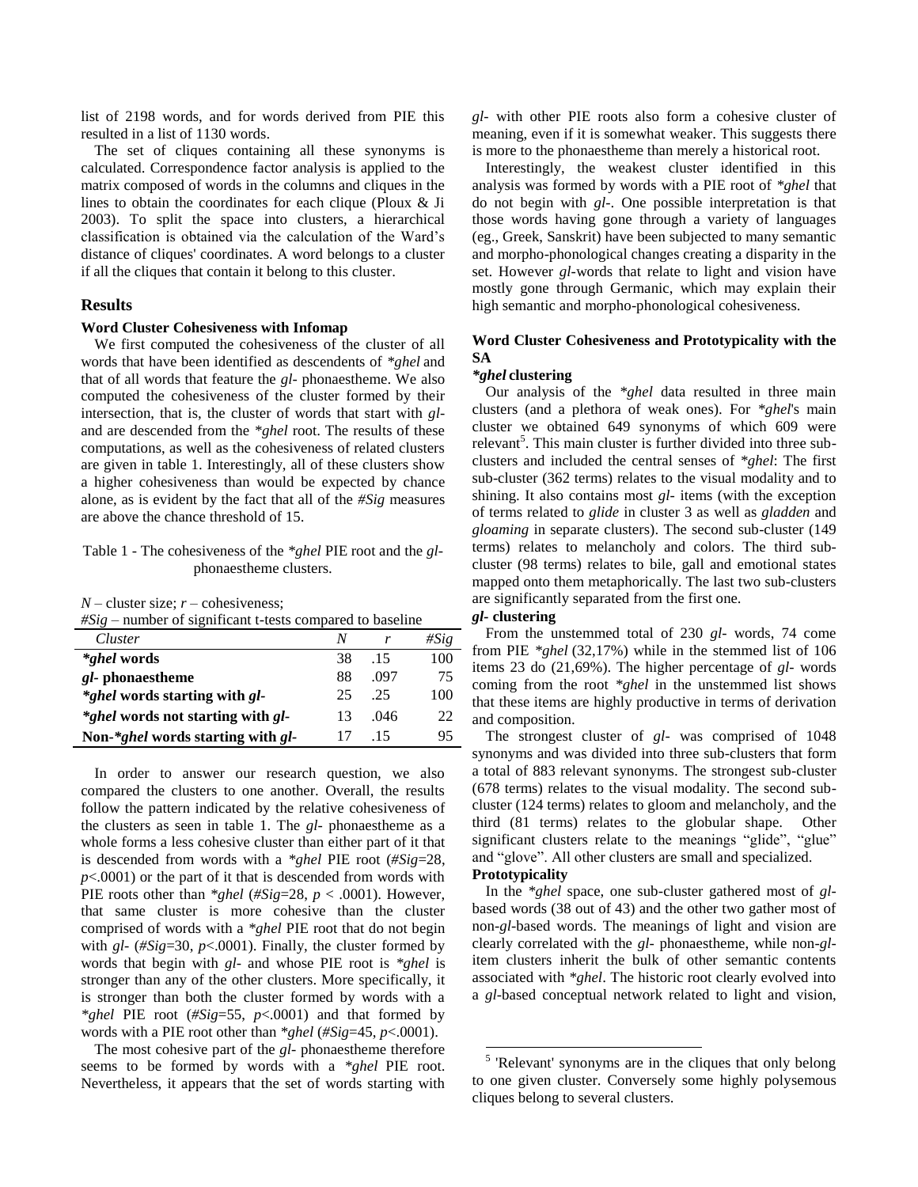list of 2198 words, and for words derived from PIE this resulted in a list of 1130 words.

The set of cliques containing all these synonyms is calculated. Correspondence factor analysis is applied to the matrix composed of words in the columns and cliques in the lines to obtain the coordinates for each clique (Ploux & Ji 2003). To split the space into clusters, a hierarchical classification is obtained via the calculation of the Ward's distance of cliques' coordinates. A word belongs to a cluster if all the cliques that contain it belong to this cluster.

## Results

### Word Cluster Cohesiveness with Infomap

We first computed the cohesiveness of the cluster of all words that have been identified as descendents of *\*ghel* and that of all words that feature the *gl-* phonaestheme. We also computed the cohesiveness of the cluster formed by their intersection, that is, the cluster of words that start with *gl-* and are descended from the *\*ghel* root. The results of these computations, as well as the cohesiveness of related clusters are given in table 1. Interestingly, all of these clusters show a higher cohesiveness than would be expected by chance alone, as is evident by the fact that all of the *#Sig* measures are above the chance threshold of 15.

Table 1 - The cohesiveness of the *\*ghel* PIE root and the *gl-* phonaestheme clusters.

*N* – cluster size; *r* – cohesiveness;
*#Sig* – number of significant t-tests compared to baseline

| *Cluster* | *N* | *r* | *#Sig* |
|---|---|---|---|
| ***ghel* words** | 38 | .15 | 100 |
| ***gl-* phonaestheme** | 88 | .097 | 75 |
| ***ghel* words starting with *gl-*** | 25 | .25 | 100 |
| ***ghel* words not starting with *gl-*** | 13 | .046 | 22 |
| **Non-*ghel* words starting with *gl-*** | 17 | .15 | 95 |

In order to answer our research question, we also compared the clusters to one another. Overall, the results follow the pattern indicated by the relative cohesiveness of the clusters as seen in table 1. The *gl-* phonaestheme as a whole forms a less cohesive cluster than either part of it that is descended from words with a *\*ghel* PIE root (*#Sig*=28, $p<.0001$) or the part of it that is descended from words with PIE roots other than *\*ghel* (*#Sig*=28, $p < .0001$). However, that same cluster is more cohesive than the cluster comprised of words with a *\*ghel* PIE root that do not begin with *gl-* (*#Sig*=30, $p<.0001$). Finally, the cluster formed by words that begin with *gl-* and whose PIE root is *\*ghel* is stronger than any of the other clusters. More specifically, it is stronger than both the cluster formed by words with a *\*ghel* PIE root (*#Sig*=55, $p<.0001$) and that formed by words with a PIE root other than *\*ghel* (*#Sig*=45, $p<.0001$).

The most cohesive part of the *gl-* phonaestheme therefore seems to be formed by words with a *\*ghel* PIE root. Nevertheless, it appears that the set of words starting with *gl-* with other PIE roots also form a cohesive cluster of meaning, even if it is somewhat weaker. This suggests there is more to the phonaestheme than merely a historical root.

Interestingly, the weakest cluster identified in this analysis was formed by words with a PIE root of *\*ghel* that do not begin with *gl-*. One possible interpretation is that those words having gone through a variety of languages (eg., Greek, Sanskrit) have been subjected to many semantic and morpho-phonological changes creating a disparity in the set. However *gl-*words that relate to light and vision have mostly gone through Germanic, which may explain their high semantic and morpho-phonological cohesiveness.

### Word Cluster Cohesiveness and Prototypicality with the SA

#### *\*ghel* clustering

Our analysis of the *\*ghel* data resulted in three main clusters (and a plethora of weak ones). For *\*ghel*'s main cluster we obtained 649 synonyms of which 609 were relevant[5]. This main cluster is further divided into three sub-clusters and included the central senses of *\*ghel*: The first sub-cluster (362 terms) relates to the visual modality and to shining. It also contains most *gl-* items (with the exception of terms related to *glide* in cluster 3 as well as *gladden* and *gloaming* in separate clusters). The second sub-cluster (149 terms) relates to melancholy and colors. The third sub-cluster (98 terms) relates to bile, gall and emotional states mapped onto them metaphorically. The last two sub-clusters are significantly separated from the first one.

#### *gl-* clustering

From the unstemmed total of 230 *gl-* words, 74 come from PIE *\*ghel* (32,17%) while in the stemmed list of 106 items 23 do (21,69%). The higher percentage of *gl-* words coming from the root *\*ghel* in the unstemmed list shows that these items are highly productive in terms of derivation and composition.

The strongest cluster of *gl-* was comprised of 1048 synonyms and was divided into three sub-clusters that form a total of 883 relevant synonyms. The strongest sub-cluster (678 terms) relates to the visual modality. The second sub-cluster (124 terms) relates to gloom and melancholy, and the third (81 terms) relates to the globular shape. Other significant clusters relate to the meanings "glide", "glue" and "glove". All other clusters are small and specialized.

#### Prototypicality

In the *\*ghel* space, one sub-cluster gathered most of *gl-*based words (38 out of 43) and the other two gather most of non-*gl*-based words. The meanings of light and vision are clearly correlated with the *gl-* phonaestheme, while non-*gl-*item clusters inherit the bulk of other semantic contents associated with *\*ghel*. The historic root clearly evolved into a *gl*-based conceptual network related to light and vision,

[5] 'Relevant' synonyms are in the cliques that only belong to one given cluster. Conversely some highly polysemous cliques belong to several clusters.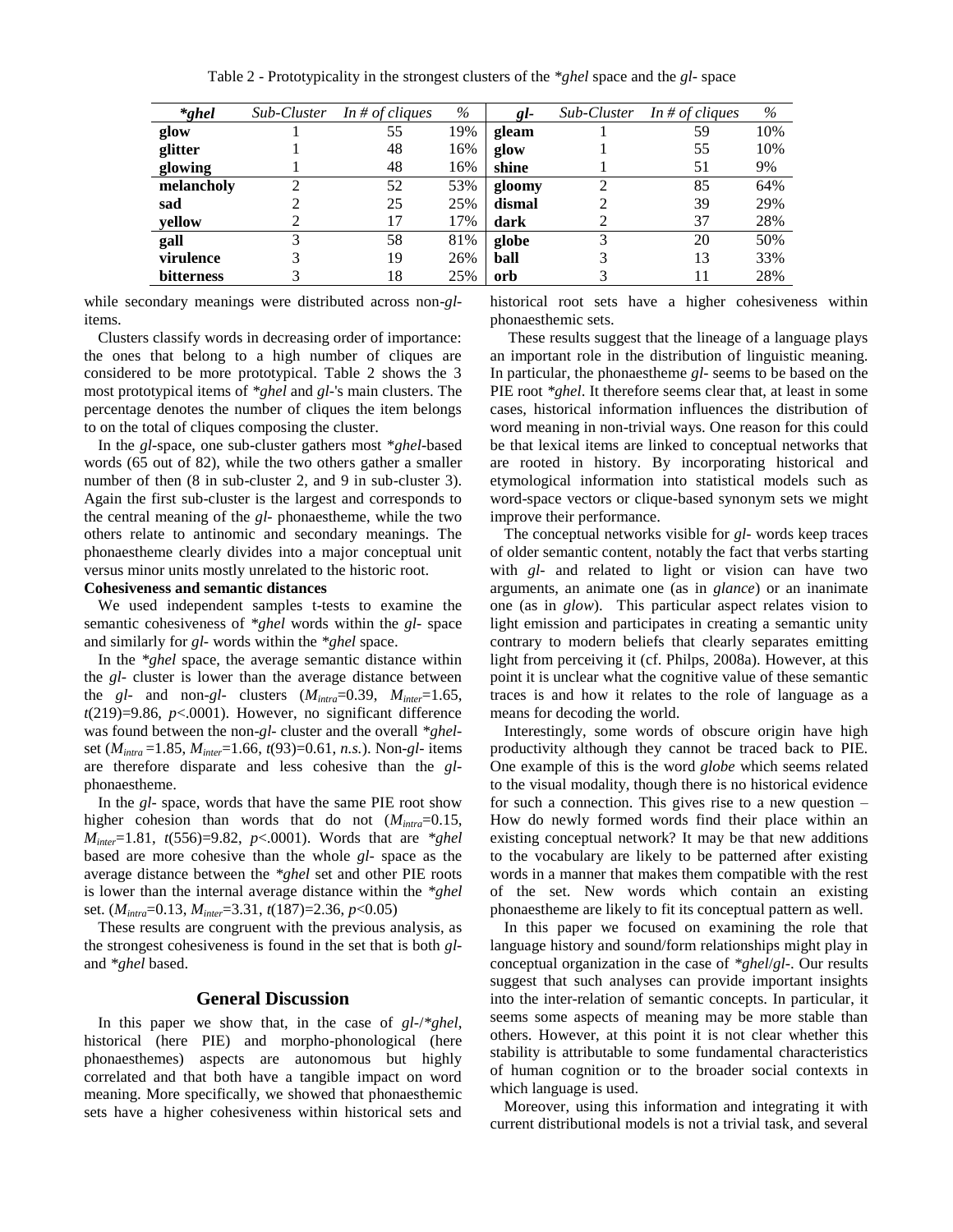Table 2 - Prototypicality in the strongest clusters of the *\*ghel* space and the *gl-* space

| *\*ghel* | *Sub-Cluster* | *In # of cliques* | *%* | *gl-* | *Sub-Cluster* | *In # of cliques* | *%* |
|---|---|---|---|---|---|---|---|
| **glow** | 1 | 55 | 19% | **gleam** | 1 | 59 | 10% |
| **glitter** | 1 | 48 | 16% | **glow** | 1 | 55 | 10% |
| **glowing** | 1 | 48 | 16% | **shine** | 1 | 51 | 9% |
| **melancholy** | 2 | 52 | 53% | **gloomy** | 2 | 85 | 64% |
| **sad** | 2 | 25 | 25% | **dismal** | 2 | 39 | 29% |
| **yellow** | 2 | 17 | 17% | **dark** | 2 | 37 | 28% |
| **gall** | 3 | 58 | 81% | **globe** | 3 | 20 | 50% |
| **virulence** | 3 | 19 | 26% | **ball** | 3 | 13 | 33% |
| **bitterness** | 3 | 18 | 25% | **orb** | 3 | 11 | 28% |

while secondary meanings were distributed across non-*gl-* items.

Clusters classify words in decreasing order of importance: the ones that belong to a high number of cliques are considered to be more prototypical. Table 2 shows the 3 most prototypical items of *\*ghel* and *gl-*'s main clusters. The percentage denotes the number of cliques the item belongs to on the total of cliques composing the cluster.

In the *gl-*space, one sub-cluster gathers most *\*ghel*-based words (65 out of 82), while the two others gather a smaller number of then (8 in sub-cluster 2, and 9 in sub-cluster 3). Again the first sub-cluster is the largest and corresponds to the central meaning of the *gl-* phonaestheme, while the two others relate to antinomic and secondary meanings. The phonaestheme clearly divides into a major conceptual unit versus minor units mostly unrelated to the historic root.

**Cohesiveness and semantic distances**

We used independent samples t-tests to examine the semantic cohesiveness of *\*ghel* words within the *gl-* space and similarly for *gl-* words within the *\*ghel* space.

In the *\*ghel* space, the average semantic distance within the *gl-* cluster is lower than the average distance between the *gl-* and non-*gl-* clusters ($M_{intra}$=0.39, $M_{inter}$=1.65, $t(219)$=9.86, $p$<.0001). However, no significant difference was found between the non-*gl-* cluster and the overall *\*ghel*-set ($M_{intra}$ =1.85, $M_{inter}$=1.66, $t(93)$=0.61, *n.s.*). Non-*gl-* items are therefore disparate and less cohesive than the *gl-* phonaestheme.

In the *gl-* space, words that have the same PIE root show higher cohesion than words that do not ($M_{intra}$=0.15, $M_{inter}$=1.81, $t(556)$=9.82, $p$<.0001). Words that are *\*ghel* based are more cohesive than the whole *gl-* space as the average distance between the *\*ghel* set and other PIE roots is lower than the internal average distance within the *\*ghel* set. ($M_{intra}$=0.13, $M_{inter}$=3.31, $t(187)$=2.36, $p$<0.05)

These results are congruent with the previous analysis, as the strongest cohesiveness is found in the set that is both *gl-* and *\*ghel* based.

## General Discussion

In this paper we show that, in the case of *gl-/\*ghel*, historical (here PIE) and morpho-phonological (here phonaesthemes) aspects are autonomous but highly correlated and that both have a tangible impact on word meaning. More specifically, we showed that phonaesthemic sets have a higher cohesiveness within historical sets and historical root sets have a higher cohesiveness within phonaesthemic sets.

These results suggest that the lineage of a language plays an important role in the distribution of linguistic meaning. In particular, the phonaestheme *gl-* seems to be based on the PIE root *\*ghel*. It therefore seems clear that, at least in some cases, historical information influences the distribution of word meaning in non-trivial ways. One reason for this could be that lexical items are linked to conceptual networks that are rooted in history. By incorporating historical and etymological information into statistical models such as word-space vectors or clique-based synonym sets we might improve their performance.

The conceptual networks visible for *gl-* words keep traces of older semantic content, notably the fact that verbs starting with *gl-* and related to light or vision can have two arguments, an animate one (as in *glance*) or an inanimate one (as in *glow*). This particular aspect relates vision to light emission and participates in creating a semantic unity contrary to modern beliefs that clearly separates emitting light from perceiving it (cf. Philps, 2008a). However, at this point it is unclear what the cognitive value of these semantic traces is and how it relates to the role of language as a means for decoding the world.

Interestingly, some words of obscure origin have high productivity although they cannot be traced back to PIE. One example of this is the word *globe* which seems related to the visual modality, though there is no historical evidence for such a connection. This gives rise to a new question – How do newly formed words find their place within an existing conceptual network? It may be that new additions to the vocabulary are likely to be patterned after existing words in a manner that makes them compatible with the rest of the set. New words which contain an existing phonaestheme are likely to fit its conceptual pattern as well.

In this paper we focused on examining the role that language history and sound/form relationships might play in conceptual organization in the case of *\*ghel/gl-*. Our results suggest that such analyses can provide important insights into the inter-relation of semantic concepts. In particular, it seems some aspects of meaning may be more stable than others. However, at this point it is not clear whether this stability is attributable to some fundamental characteristics of human cognition or to the broader social contexts in which language is used.

Moreover, using this information and integrating it with current distributional models is not a trivial task, and several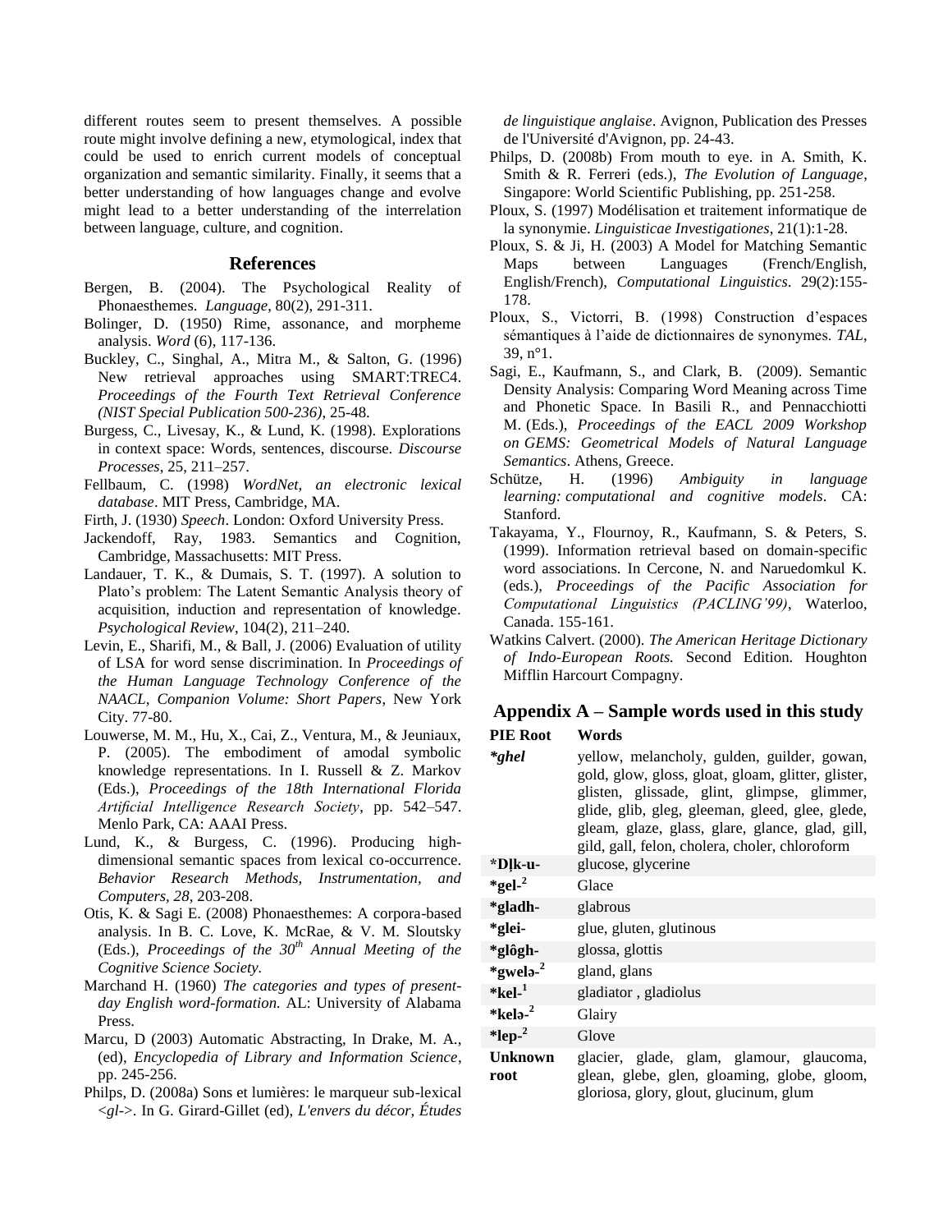different routes seem to present themselves. A possible route might involve defining a new, etymological, index that could be used to enrich current models of conceptual organization and semantic similarity. Finally, it seems that a better understanding of how languages change and evolve might lead to a better understanding of the interrelation between language, culture, and cognition.

## References

Bergen, B. (2004). The Psychological Reality of Phonaesthemes. *Language*, 80(2), 291-311.

Bolinger, D. (1950) Rime, assonance, and morpheme analysis. *Word* (6), 117-136.

Buckley, C., Singhal, A., Mitra M., & Salton, G. (1996) New retrieval approaches using SMART:TREC4. *Proceedings of the Fourth Text Retrieval Conference (NIST Special Publication 500-236)*, 25-48.

Burgess, C., Livesay, K., & Lund, K. (1998). Explorations in context space: Words, sentences, discourse. *Discourse Processes*, 25, 211–257.

Fellbaum, C. (1998) *WordNet, an electronic lexical database*. MIT Press, Cambridge, MA.

Firth, J. (1930) *Speech*. London: Oxford University Press.

Jackendoff, Ray, 1983. Semantics and Cognition, Cambridge, Massachusetts: MIT Press.

Landauer, T. K., & Dumais, S. T. (1997). A solution to Plato's problem: The Latent Semantic Analysis theory of acquisition, induction and representation of knowledge. *Psychological Review*, 104(2), 211–240.

Levin, E., Sharifi, M., & Ball, J. (2006) Evaluation of utility of LSA for word sense discrimination. In *Proceedings of the Human Language Technology Conference of the NAACL, Companion Volume: Short Papers*, New York City. 77-80.

Louwerse, M. M., Hu, X., Cai, Z., Ventura, M., & Jeuniaux, P. (2005). The embodiment of amodal symbolic knowledge representations. In I. Russell & Z. Markov (Eds.), *Proceedings of the 18th International Florida Artificial Intelligence Research Society*, pp. 542–547. Menlo Park, CA: AAAI Press.

Lund, K., & Burgess, C. (1996). Producing high-dimensional semantic spaces from lexical co-occurrence. *Behavior Research Methods, Instrumentation, and Computers, 28,* 203-208.

Otis, K. & Sagi E. (2008) Phonaesthemes: A corpora-based analysis. In B. C. Love, K. McRae, & V. M. Sloutsky (Eds.), *Proceedings of the 30th Annual Meeting of the Cognitive Science Society.*

Marchand H. (1960) *The categories and types of present-day English word-formation.* AL: University of Alabama Press.

Marcu, D (2003) Automatic Abstracting, In Drake, M. A., (ed), *Encyclopedia of Library and Information Science*, pp. 245-256.

Philps, D. (2008a) Sons et lumières: le marqueur sub-lexical <*gl*->. In G. Girard-Gillet (ed), *L'envers du décor, Études de linguistique anglaise*. Avignon, Publication des Presses de l'Université d'Avignon, pp. 24-43.

Philps, D. (2008b) From mouth to eye. in A. Smith, K. Smith & R. Ferreri (eds.), *The Evolution of Language*, Singapore: World Scientific Publishing, pp. 251-258.

Ploux, S. (1997) Modélisation et traitement informatique de la synonymie. *Linguisticae Investigationes*, 21(1):1-28.

Ploux, S. & Ji, H. (2003) A Model for Matching Semantic Maps between Languages (French/English, English/French), *Computational Linguistics*. 29(2):155-178.

Ploux, S., Victorri, B. (1998) Construction d'espaces sémantiques à l'aide de dictionnaires de synonymes. *TAL*, 39, n°1.

Sagi, E., Kaufmann, S., and Clark, B. (2009). Semantic Density Analysis: Comparing Word Meaning across Time and Phonetic Space. In Basili R., and Pennacchiotti M. (Eds.), *Proceedings of the EACL 2009 Workshop on GEMS: Geometrical Models of Natural Language Semantics*. Athens, Greece.

Schütze, H. (1996) *Ambiguity in language learning: computational and cognitive models*. CA: Stanford.

Takayama, Y., Flournoy, R., Kaufmann, S. & Peters, S. (1999). Information retrieval based on domain-specific word associations. In Cercone, N. and Naruedomkul K. (eds.), *Proceedings of the Pacific Association for Computational Linguistics (PACLING'99)*, Waterloo, Canada. 155-161.

Watkins Calvert. (2000). *The American Heritage Dictionary of Indo-European Roots.* Second Edition. Houghton Mifflin Harcourt Compagny.

## Appendix A – Sample words used in this study

| PIE Root | Words |
|---|---|
| ***ghel*** | yellow, melancholy, gulden, guilder, gowan, gold, glow, gloss, gloat, gloam, glitter, glister, glisten, glissade, glint, glimpse, glimmer, glide, glib, gleg, gleeman, gleed, glee, glede, gleam, glaze, glass, glare, glance, glad, gill, gild, gall, felon, cholera, choler, chloroform |
| **\*Dḷk-u-** | glucose, glycerine |
| **\*gel-[2]** | Glace |
| **\*gladh-** | glabrous |
| **\*glei-** | glue, gluten, glutinous |
| **\*glôgh-** | glossa, glottis |
| **\*gwelə-[2]** | gland, glans |
| **\*kel-[1]** | gladiator , gladiolus |
| **\*kelə-[2]** | Glairy |
| **\*lep-[2]** | Glove |
| **Unknown root** | glacier, glade, glam, glamour, glaucoma, glean, glebe, glen, gloaming, globe, gloom, gloriosa, glory, glout, glucinum, glum |